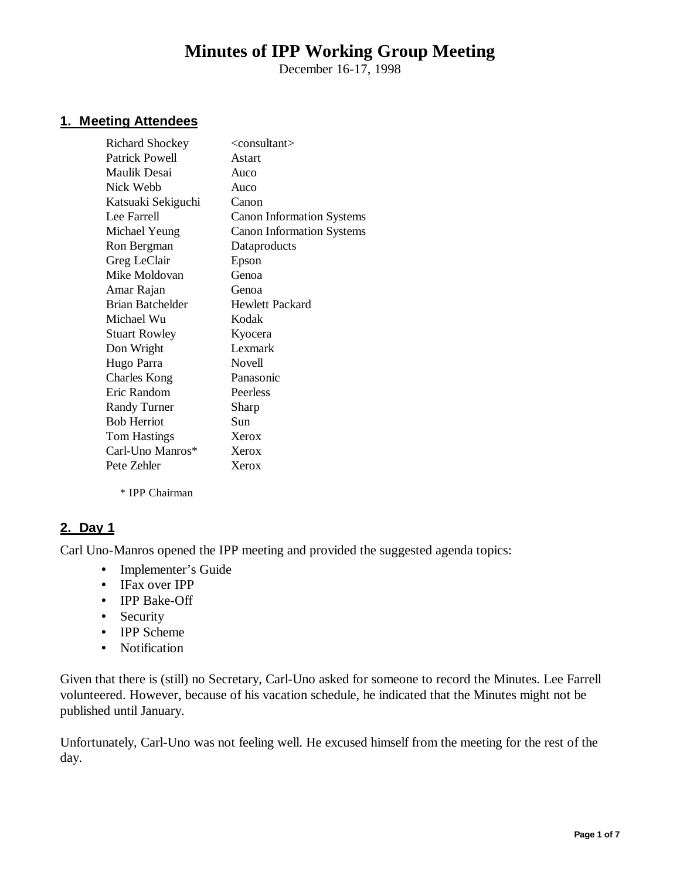# Minutes of IPP Working Group Meeting

December 16-17, 1998

## 1. Meeting Attendees

| | |
|---|---|
| Richard Shockey | <consultant> |
| Patrick Powell | Astart |
| Maulik Desai | Auco |
| Nick Webb | Auco |
| Katsuaki Sekiguchi | Canon |
| Lee Farrell | Canon Information Systems |
| Michael Yeung | Canon Information Systems |
| Ron Bergman | Dataproducts |
| Greg LeClair | Epson |
| Mike Moldovan | Genoa |
| Amar Rajan | Genoa |
| Brian Batchelder | Hewlett Packard |
| Michael Wu | Kodak |
| Stuart Rowley | Kyocera |
| Don Wright | Lexmark |
| Hugo Parra | Novell |
| Charles Kong | Panasonic |
| Eric Random | Peerless |
| Randy Turner | Sharp |
| Bob Herriot | Sun |
| Tom Hastings | Xerox |
| Carl-Uno Manros* | Xerox |
| Pete Zehler | Xerox |

\* IPP Chairman

## 2. Day 1

Carl Uno-Manros opened the IPP meeting and provided the suggested agenda topics:

- Implementer's Guide
- IFax over IPP
- IPP Bake-Off
- Security
- IPP Scheme
- Notification

Given that there is (still) no Secretary, Carl-Uno asked for someone to record the Minutes. Lee Farrell volunteered. However, because of his vacation schedule, he indicated that the Minutes might not be published until January.

Unfortunately, Carl-Uno was not feeling well. He excused himself from the meeting for the rest of the day.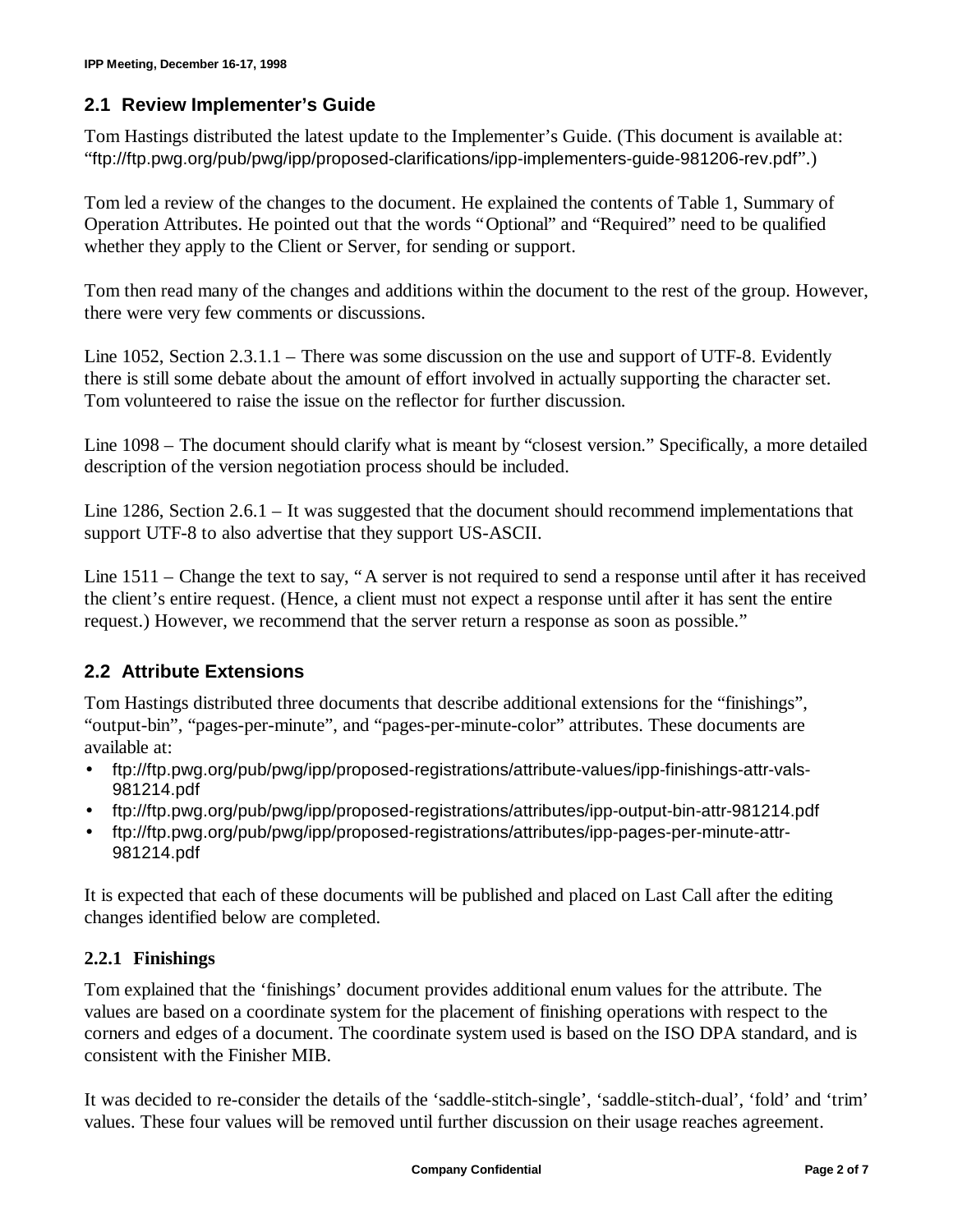## 2.1 Review Implementer's Guide

Tom Hastings distributed the latest update to the Implementer's Guide. (This document is available at: "ftp://ftp.pwg.org/pub/pwg/ipp/proposed-clarifications/ipp-implementers-guide-981206-rev.pdf".)

Tom led a review of the changes to the document. He explained the contents of Table 1, Summary of Operation Attributes. He pointed out that the words "Optional" and "Required" need to be qualified whether they apply to the Client or Server, for sending or support.

Tom then read many of the changes and additions within the document to the rest of the group. However, there were very few comments or discussions.

Line 1052, Section 2.3.1.1 – There was some discussion on the use and support of UTF-8. Evidently there is still some debate about the amount of effort involved in actually supporting the character set. Tom volunteered to raise the issue on the reflector for further discussion.

Line 1098 – The document should clarify what is meant by "closest version." Specifically, a more detailed description of the version negotiation process should be included.

Line 1286, Section 2.6.1 – It was suggested that the document should recommend implementations that support UTF-8 to also advertise that they support US-ASCII.

Line 1511 – Change the text to say, "A server is not required to send a response until after it has received the client's entire request. (Hence, a client must not expect a response until after it has sent the entire request.) However, we recommend that the server return a response as soon as possible."

## 2.2 Attribute Extensions

Tom Hastings distributed three documents that describe additional extensions for the "finishings", "output-bin", "pages-per-minute", and "pages-per-minute-color" attributes. These documents are available at:

- ftp://ftp.pwg.org/pub/pwg/ipp/proposed-registrations/attribute-values/ipp-finishings-attr-vals-981214.pdf
- ftp://ftp.pwg.org/pub/pwg/ipp/proposed-registrations/attributes/ipp-output-bin-attr-981214.pdf
- ftp://ftp.pwg.org/pub/pwg/ipp/proposed-registrations/attributes/ipp-pages-per-minute-attr-981214.pdf

It is expected that each of these documents will be published and placed on Last Call after the editing changes identified below are completed.

### 2.2.1 Finishings

Tom explained that the 'finishings' document provides additional enum values for the attribute. The values are based on a coordinate system for the placement of finishing operations with respect to the corners and edges of a document. The coordinate system used is based on the ISO DPA standard, and is consistent with the Finisher MIB.

It was decided to re-consider the details of the 'saddle-stitch-single', 'saddle-stitch-dual', 'fold' and 'trim' values. These four values will be removed until further discussion on their usage reaches agreement.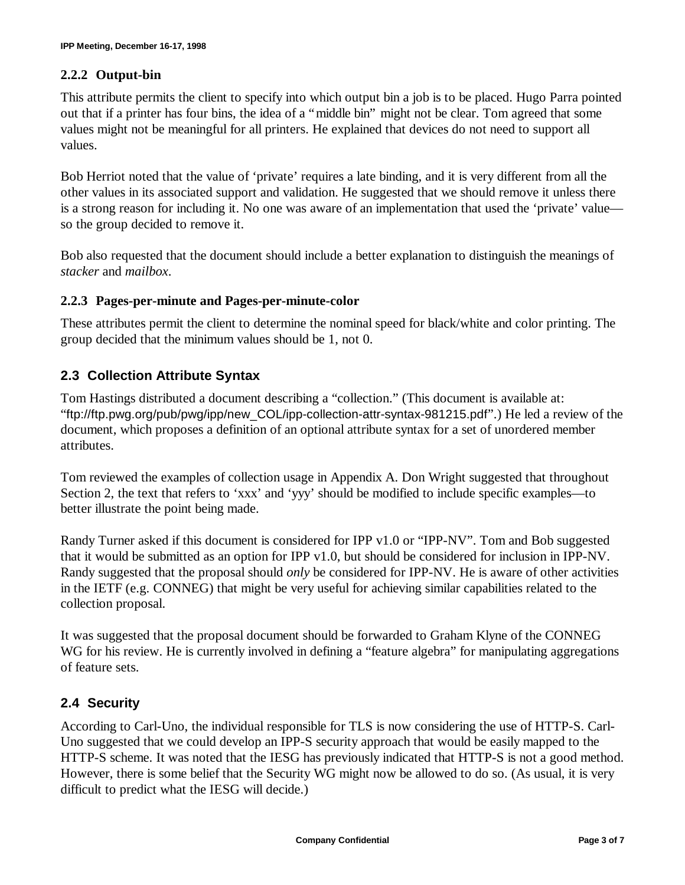### 2.2.2 Output-bin

This attribute permits the client to specify into which output bin a job is to be placed. Hugo Parra pointed out that if a printer has four bins, the idea of a "middle bin" might not be clear. Tom agreed that some values might not be meaningful for all printers. He explained that devices do not need to support all values.

Bob Herriot noted that the value of 'private' requires a late binding, and it is very different from all the other values in its associated support and validation. He suggested that we should remove it unless there is a strong reason for including it. No one was aware of an implementation that used the 'private' value—so the group decided to remove it.

Bob also requested that the document should include a better explanation to distinguish the meanings of *stacker* and *mailbox*.

### 2.2.3 Pages-per-minute and Pages-per-minute-color

These attributes permit the client to determine the nominal speed for black/white and color printing. The group decided that the minimum values should be 1, not 0.

## 2.3 Collection Attribute Syntax

Tom Hastings distributed a document describing a "collection." (This document is available at: "ftp://ftp.pwg.org/pub/pwg/ipp/new_COL/ipp-collection-attr-syntax-981215.pdf".) He led a review of the document, which proposes a definition of an optional attribute syntax for a set of unordered member attributes.

Tom reviewed the examples of collection usage in Appendix A. Don Wright suggested that throughout Section 2, the text that refers to 'xxx' and 'yyy' should be modified to include specific examples—to better illustrate the point being made.

Randy Turner asked if this document is considered for IPP v1.0 or "IPP-NV". Tom and Bob suggested that it would be submitted as an option for IPP v1.0, but should be considered for inclusion in IPP-NV. Randy suggested that the proposal should *only* be considered for IPP-NV. He is aware of other activities in the IETF (e.g. CONNEG) that might be very useful for achieving similar capabilities related to the collection proposal.

It was suggested that the proposal document should be forwarded to Graham Klyne of the CONNEG WG for his review. He is currently involved in defining a "feature algebra" for manipulating aggregations of feature sets.

## 2.4 Security

According to Carl-Uno, the individual responsible for TLS is now considering the use of HTTP-S. Carl-Uno suggested that we could develop an IPP-S security approach that would be easily mapped to the HTTP-S scheme. It was noted that the IESG has previously indicated that HTTP-S is not a good method. However, there is some belief that the Security WG might now be allowed to do so. (As usual, it is very difficult to predict what the IESG will decide.)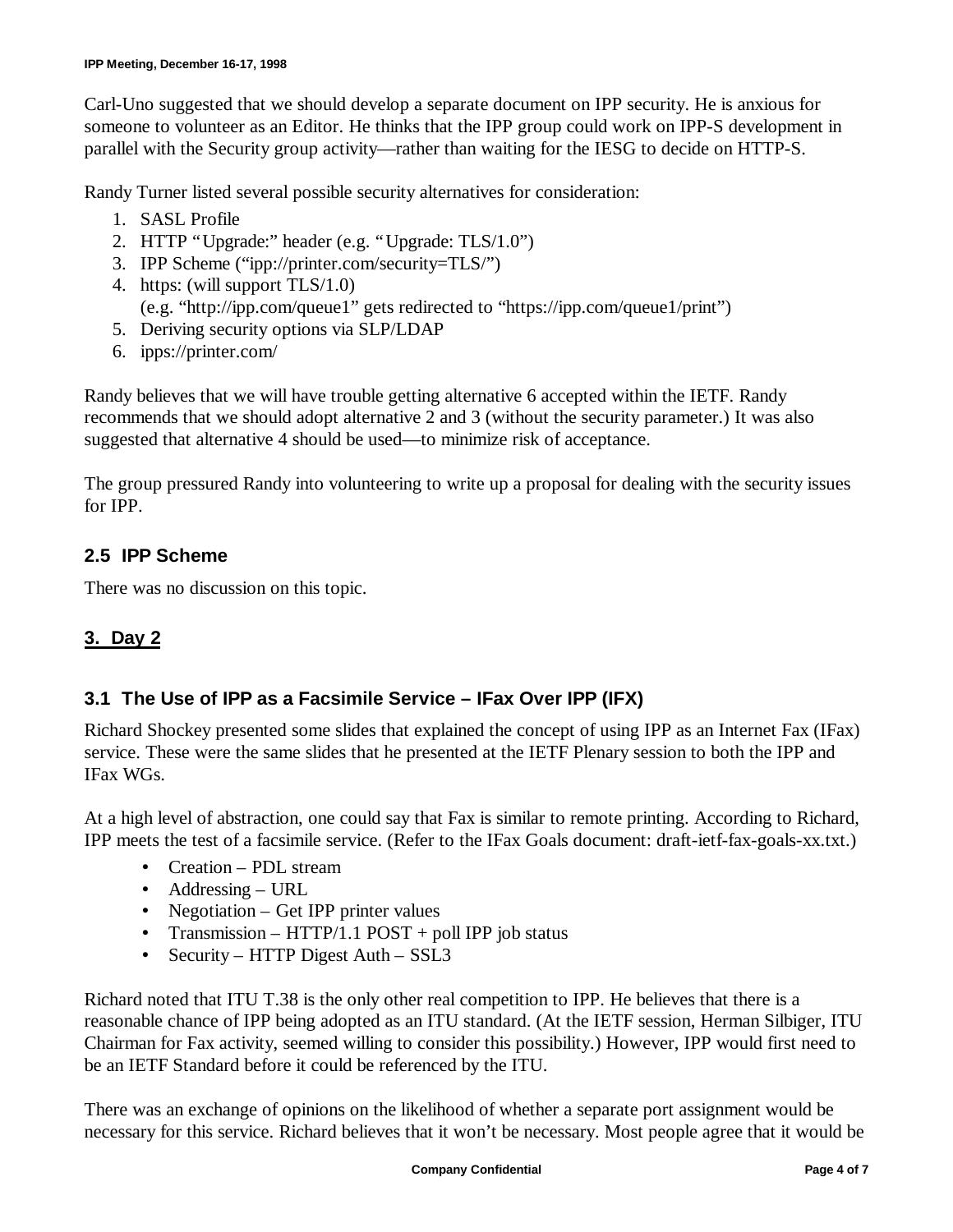Carl-Uno suggested that we should develop a separate document on IPP security. He is anxious for someone to volunteer as an Editor. He thinks that the IPP group could work on IPP-S development in parallel with the Security group activity—rather than waiting for the IESG to decide on HTTP-S.

Randy Turner listed several possible security alternatives for consideration:

1. SASL Profile
2. HTTP "Upgrade:" header (e.g. "Upgrade: TLS/1.0")
3. IPP Scheme ("ipp://printer.com/security=TLS/")
4. https: (will support TLS/1.0)
   (e.g. "http://ipp.com/queue1" gets redirected to "https://ipp.com/queue1/print")
5. Deriving security options via SLP/LDAP
6. ipps://printer.com/

Randy believes that we will have trouble getting alternative 6 accepted within the IETF. Randy recommends that we should adopt alternative 2 and 3 (without the security parameter.) It was also suggested that alternative 4 should be used—to minimize risk of acceptance.

The group pressured Randy into volunteering to write up a proposal for dealing with the security issues for IPP.

### 2.5 IPP Scheme

There was no discussion on this topic.

## 3. Day 2

### 3.1 The Use of IPP as a Facsimile Service – IFax Over IPP (IFX)

Richard Shockey presented some slides that explained the concept of using IPP as an Internet Fax (IFax) service. These were the same slides that he presented at the IETF Plenary session to both the IPP and IFax WGs.

At a high level of abstraction, one could say that Fax is similar to remote printing. According to Richard, IPP meets the test of a facsimile service. (Refer to the IFax Goals document: draft-ietf-fax-goals-xx.txt.)

- Creation – PDL stream
- Addressing – URL
- Negotiation – Get IPP printer values
- Transmission – HTTP/1.1 POST + poll IPP job status
- Security – HTTP Digest Auth – SSL3

Richard noted that ITU T.38 is the only other real competition to IPP. He believes that there is a reasonable chance of IPP being adopted as an ITU standard. (At the IETF session, Herman Silbiger, ITU Chairman for Fax activity, seemed willing to consider this possibility.) However, IPP would first need to be an IETF Standard before it could be referenced by the ITU.

There was an exchange of opinions on the likelihood of whether a separate port assignment would be necessary for this service. Richard believes that it won't be necessary. Most people agree that it would be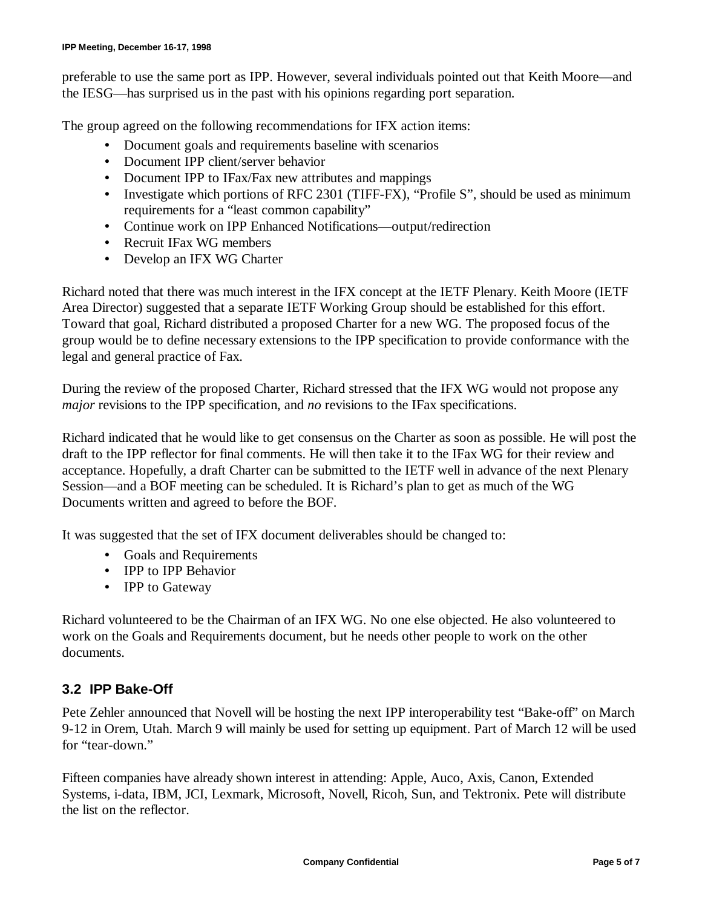preferable to use the same port as IPP. However, several individuals pointed out that Keith Moore—and the IESG—has surprised us in the past with his opinions regarding port separation.

The group agreed on the following recommendations for IFX action items:

- Document goals and requirements baseline with scenarios
- Document IPP client/server behavior
- Document IPP to IFax/Fax new attributes and mappings
- Investigate which portions of RFC 2301 (TIFF-FX), "Profile S", should be used as minimum requirements for a "least common capability"
- Continue work on IPP Enhanced Notifications—output/redirection
- Recruit IFax WG members
- Develop an IFX WG Charter

Richard noted that there was much interest in the IFX concept at the IETF Plenary. Keith Moore (IETF Area Director) suggested that a separate IETF Working Group should be established for this effort. Toward that goal, Richard distributed a proposed Charter for a new WG. The proposed focus of the group would be to define necessary extensions to the IPP specification to provide conformance with the legal and general practice of Fax.

During the review of the proposed Charter, Richard stressed that the IFX WG would not propose any *major* revisions to the IPP specification, and *no* revisions to the IFax specifications.

Richard indicated that he would like to get consensus on the Charter as soon as possible. He will post the draft to the IPP reflector for final comments. He will then take it to the IFax WG for their review and acceptance. Hopefully, a draft Charter can be submitted to the IETF well in advance of the next Plenary Session—and a BOF meeting can be scheduled. It is Richard's plan to get as much of the WG Documents written and agreed to before the BOF.

It was suggested that the set of IFX document deliverables should be changed to:

- Goals and Requirements
- IPP to IPP Behavior
- IPP to Gateway

Richard volunteered to be the Chairman of an IFX WG. No one else objected. He also volunteered to work on the Goals and Requirements document, but he needs other people to work on the other documents.

### 3.2 IPP Bake-Off

Pete Zehler announced that Novell will be hosting the next IPP interoperability test "Bake-off" on March 9-12 in Orem, Utah. March 9 will mainly be used for setting up equipment. Part of March 12 will be used for "tear-down."

Fifteen companies have already shown interest in attending: Apple, Auco, Axis, Canon, Extended Systems, i-data, IBM, JCI, Lexmark, Microsoft, Novell, Ricoh, Sun, and Tektronix. Pete will distribute the list on the reflector.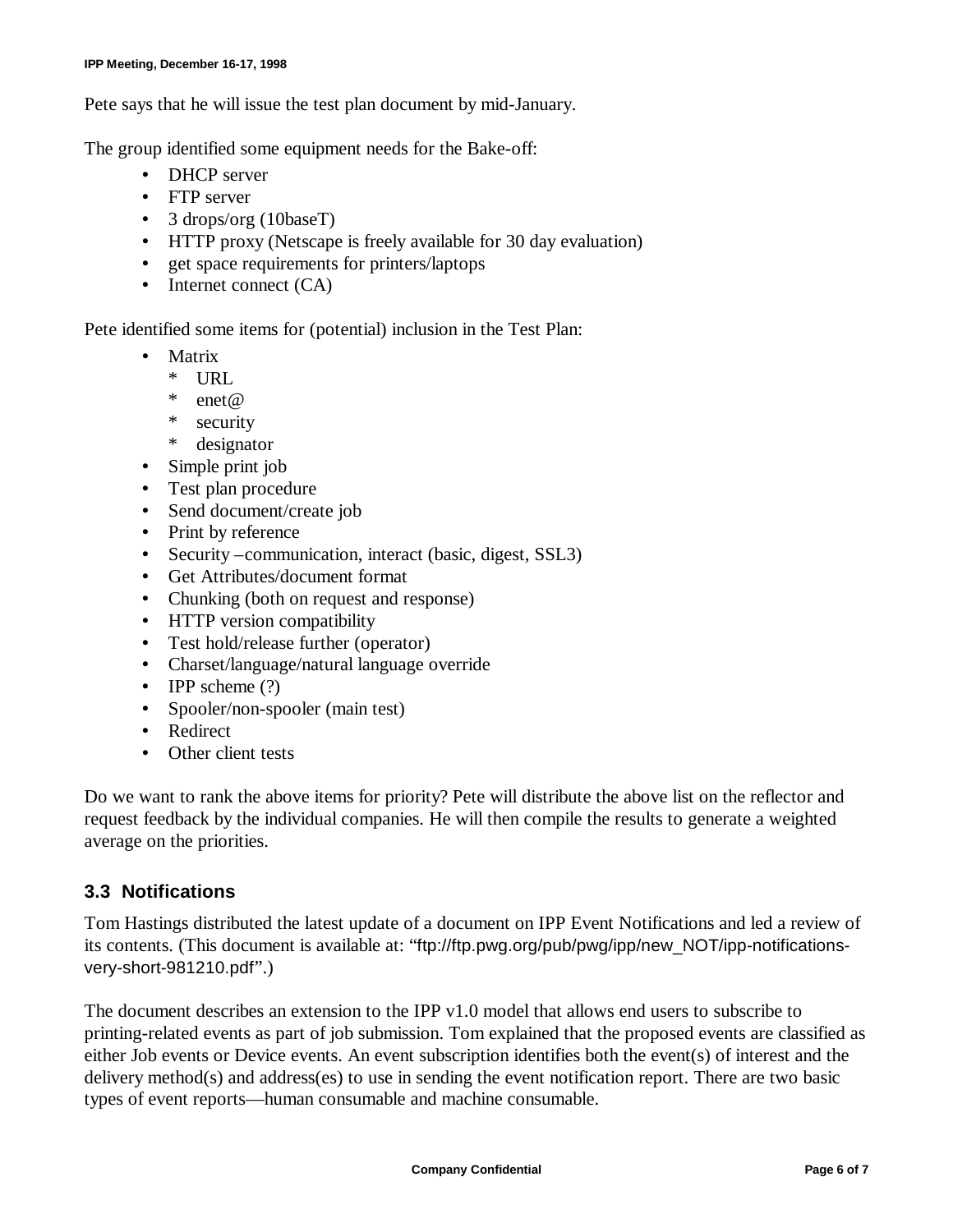Pete says that he will issue the test plan document by mid-January.

The group identified some equipment needs for the Bake-off:

- DHCP server
- FTP server
- 3 drops/org (10baseT)
- HTTP proxy (Netscape is freely available for 30 day evaluation)
- get space requirements for printers/laptops
- Internet connect (CA)

Pete identified some items for (potential) inclusion in the Test Plan:

- Matrix
  * URL
  * enet@
  * security
  * designator
- Simple print job
- Test plan procedure
- Send document/create job
- Print by reference
- Security –communication, interact (basic, digest, SSL3)
- Get Attributes/document format
- Chunking (both on request and response)
- HTTP version compatibility
- Test hold/release further (operator)
- Charset/language/natural language override
- IPP scheme (?)
- Spooler/non-spooler (main test)
- Redirect
- Other client tests

Do we want to rank the above items for priority? Pete will distribute the above list on the reflector and request feedback by the individual companies. He will then compile the results to generate a weighted average on the priorities.

### 3.3 Notifications

Tom Hastings distributed the latest update of a document on IPP Event Notifications and led a review of its contents. (This document is available at: "ftp://ftp.pwg.org/pub/pwg/ipp/new_NOT/ipp-notifications-very-short-981210.pdf".)

The document describes an extension to the IPP v1.0 model that allows end users to subscribe to printing-related events as part of job submission. Tom explained that the proposed events are classified as either Job events or Device events. An event subscription identifies both the event(s) of interest and the delivery method(s) and address(es) to use in sending the event notification report. There are two basic types of event reports—human consumable and machine consumable.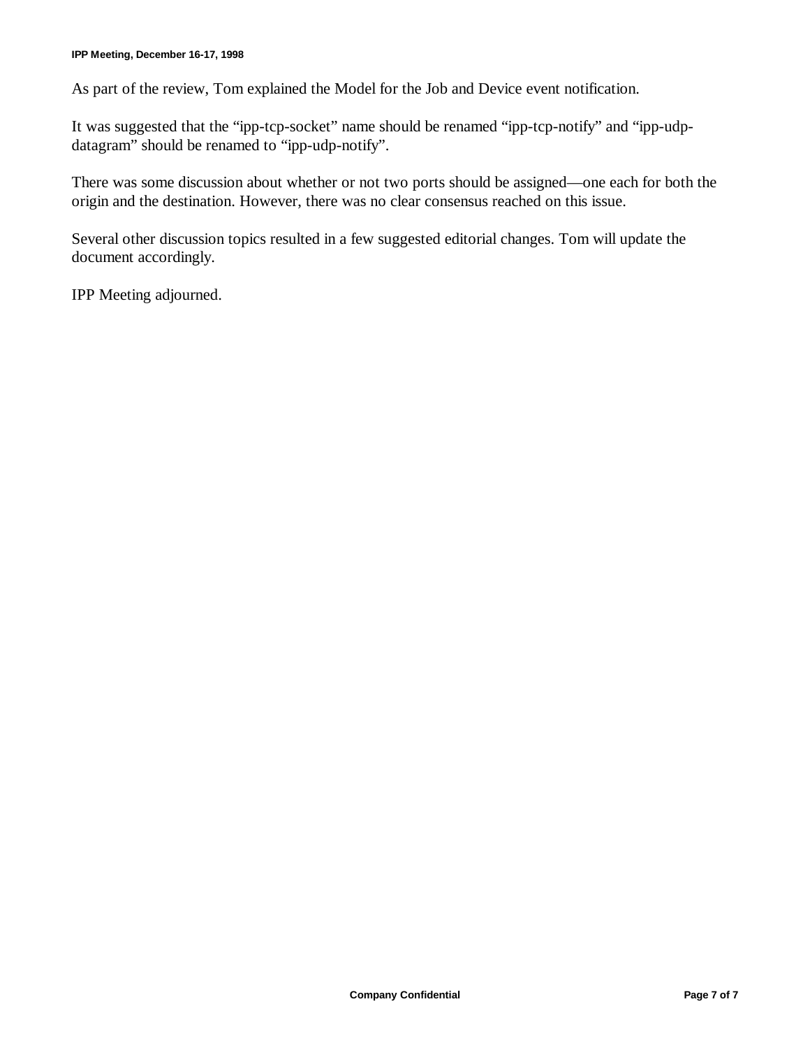As part of the review, Tom explained the Model for the Job and Device event notification.

It was suggested that the “ipp-tcp-socket” name should be renamed “ipp-tcp-notify” and “ipp-udp-datagram” should be renamed to “ipp-udp-notify”.

There was some discussion about whether or not two ports should be assigned—one each for both the origin and the destination. However, there was no clear consensus reached on this issue.

Several other discussion topics resulted in a few suggested editorial changes. Tom will update the document accordingly.

IPP Meeting adjourned.